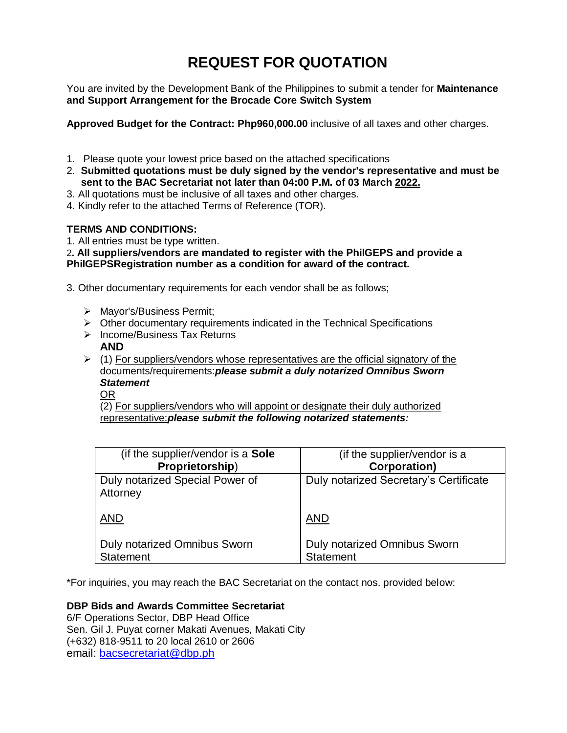# REQUEST FOR QUOTATION

You are invited by the Development Bank of the Philippines to submit a tender for **Maintenance and Support Arrangement for the Brocade Core Switch System**

**Approved Budget for the Contract: Php960,000.00** inclusive of all taxes and other charges.

1. Please quote your lowest price based on the attached specifications
2. **Submitted quotations must be duly signed by the vendor's representative and must be sent to the BAC Secretariat not later than 04:00 P.M. of 03 March 2022.**
3. All quotations must be inclusive of all taxes and other charges.
4. Kindly refer to the attached Terms of Reference (TOR).

**TERMS AND CONDITIONS:**

1. All entries must be type written.
2. **All suppliers/vendors are mandated to register with the PhilGEPS and provide a PhilGEPSRegistration number as a condition for award of the contract.**
3. Other documentary requirements for each vendor shall be as follows;

- Mayor's/Business Permit;
- Other documentary requirements indicated in the Technical Specifications
- Income/Business Tax Returns

  **AND**
- (1) For suppliers/vendors whose representatives are the official signatory of the documents/requirements:***please submit a duly notarized Omnibus Sworn Statement***

  OR

  (2) For suppliers/vendors who will appoint or designate their duly authorized representative:***please submit the following notarized statements:***

| (if the supplier/vendor is a **Sole Proprietorship**) | (if the supplier/vendor is a **Corporation)** |
|---|---|
| Duly notarized Special Power of Attorney<br><br>AND<br><br>Duly notarized Omnibus Sworn Statement | Duly notarized Secretary's Certificate<br><br>AND<br><br>Duly notarized Omnibus Sworn Statement |

*For inquiries, you may reach the BAC Secretariat on the contact nos. provided below:

**DBP Bids and Awards Committee Secretariat**
6/F Operations Sector, DBP Head Office
Sen. Gil J. Puyat corner Makati Avenues, Makati City
(+632) 818-9511 to 20 local 2610 or 2606
email: bacsecretariat@dbp.ph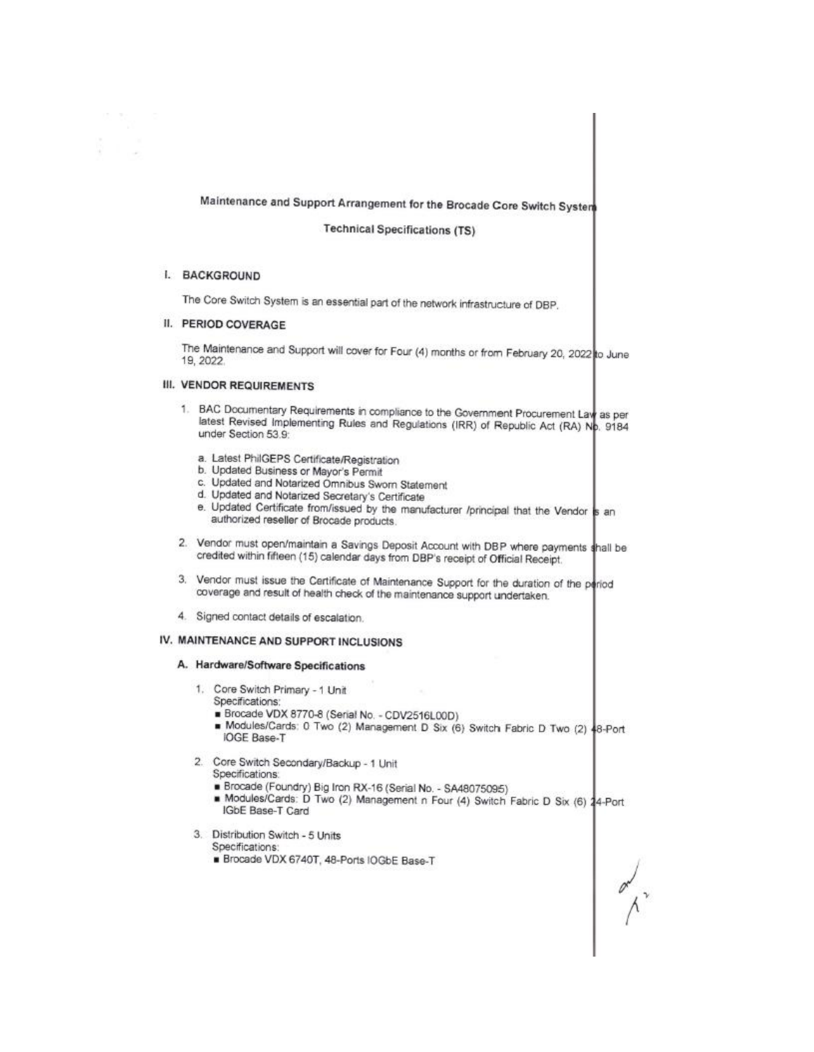## Maintenance and Support Arrangement for the Brocade Core Switch System

### Technical Specifications (TS)

## I. BACKGROUND

The Core Switch System is an essential part of the network infrastructure of DBP.

## II. PERIOD COVERAGE

The Maintenance and Support will cover for Four (4) months or from February 20, 2022 to June 19, 2022.

## III. VENDOR REQUIREMENTS

1. BAC Documentary Requirements in compliance to the Government Procurement Law as per latest Revised Implementing Rules and Regulations (IRR) of Republic Act (RA) No. 9184 under Section 53.9:
   a. Latest PhilGEPS Certificate/Registration
   b. Updated Business or Mayor's Permit
   c. Updated and Notarized Omnibus Sworn Statement
   d. Updated and Notarized Secretary's Certificate
   e. Updated Certificate from/issued by the manufacturer /principal that the Vendor is an authorized reseller of Brocade products.
2. Vendor must open/maintain a Savings Deposit Account with DBP where payments shall be credited within fifteen (15) calendar days from DBP's receipt of Official Receipt.
3. Vendor must issue the Certificate of Maintenance Support for the duration of the period coverage and result of health check of the maintenance support undertaken.
4. Signed contact details of escalation.

## IV. MAINTENANCE AND SUPPORT INCLUSIONS

### A. Hardware/Software Specifications

1. Core Switch Primary - 1 Unit
   Specifications:
   - Brocade VDX 8770-8 (Serial No. - CDV2516L00D)
   - Modules/Cards: 0 Two (2) Management D Six (6) Switch Fabric D Two (2) 48-Port IOGE Base-T
2. Core Switch Secondary/Backup - 1 Unit
   Specifications:
   - Brocade (Foundry) Big Iron RX-16 (Serial No. - SA48075095)
   - Modules/Cards: D Two (2) Management n Four (4) Switch Fabric D Six (6) 24-Port IGbE Base-T Card
3. Distribution Switch - 5 Units
   Specifications:
   - Brocade VDX 6740T, 48-Ports IOGbE Base-T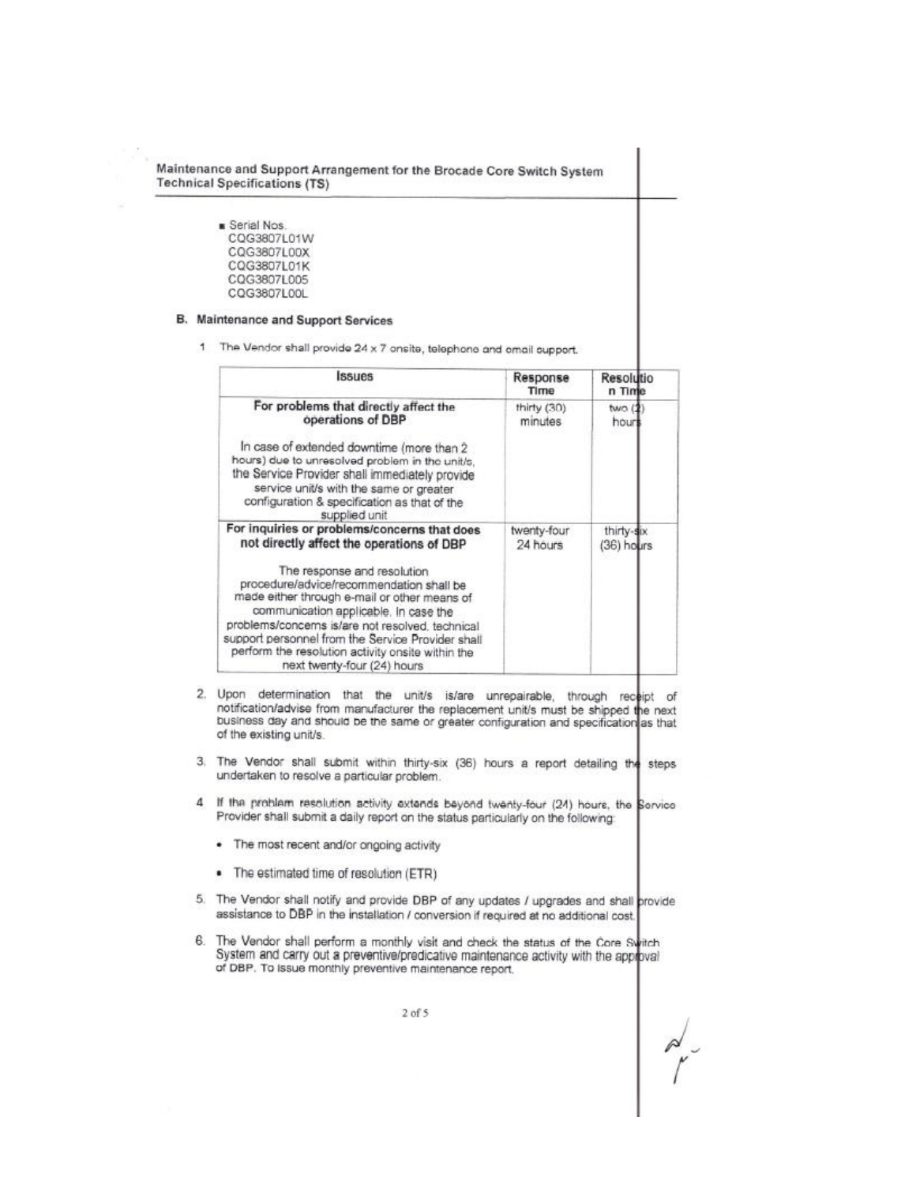- Serial Nos.
  CQG3807L01W
  CQG3807L00X
  CQG3807L01K
  CQG3807L005
  CQG3807L00L

### B. Maintenance and Support Services

1. The Vendor shall provide 24 x 7 onsite, telephone and email support.

| Issues | Response Time | Resolution Time |
|---|---|---|
| **For problems that directly affect the operations of DBP**<br><br>In case of extended downtime (more than 2 hours) due to unresolved problem in the unit/s, the Service Provider shall immediately provide service unit/s with the same or greater configuration & specification as that of the supplied unit | thirty (30) minutes | two (2) hours |
| **For inquiries or problems/concerns that does not directly affect the operations of DBP**<br><br>The response and resolution procedure/advice/recommendation shall be made either through e-mail or other means of communication applicable. In case the problems/concerns is/are not resolved, technical support personnel from the Service Provider shall perform the resolution activity onsite within the next twenty-four (24) hours | twenty-four 24 hours | thirty-six (36) hours |

2. Upon determination that the unit/s is/are unrepairable, through receipt of notification/advise from manufacturer the replacement unit/s must be shipped the next business day and should be the same or greater configuration and specification as that of the existing unit/s.

3. The Vendor shall submit within thirty-six (36) hours a report detailing the steps undertaken to resolve a particular problem.

4. If the problem resolution activity extends beyond twenty-four (24) hours, the Service Provider shall submit a daily report on the status particularly on the following:

   - The most recent and/or ongoing activity
   - The estimated time of resolution (ETR)

5. The Vendor shall notify and provide DBP of any updates / upgrades and shall provide assistance to DBP in the installation / conversion if required at no additional cost.

6. The Vendor shall perform a monthly visit and check the status of the Core Switch System and carry out a preventive/predicative maintenance activity with the approval of DBP. To issue monthly preventive maintenance report.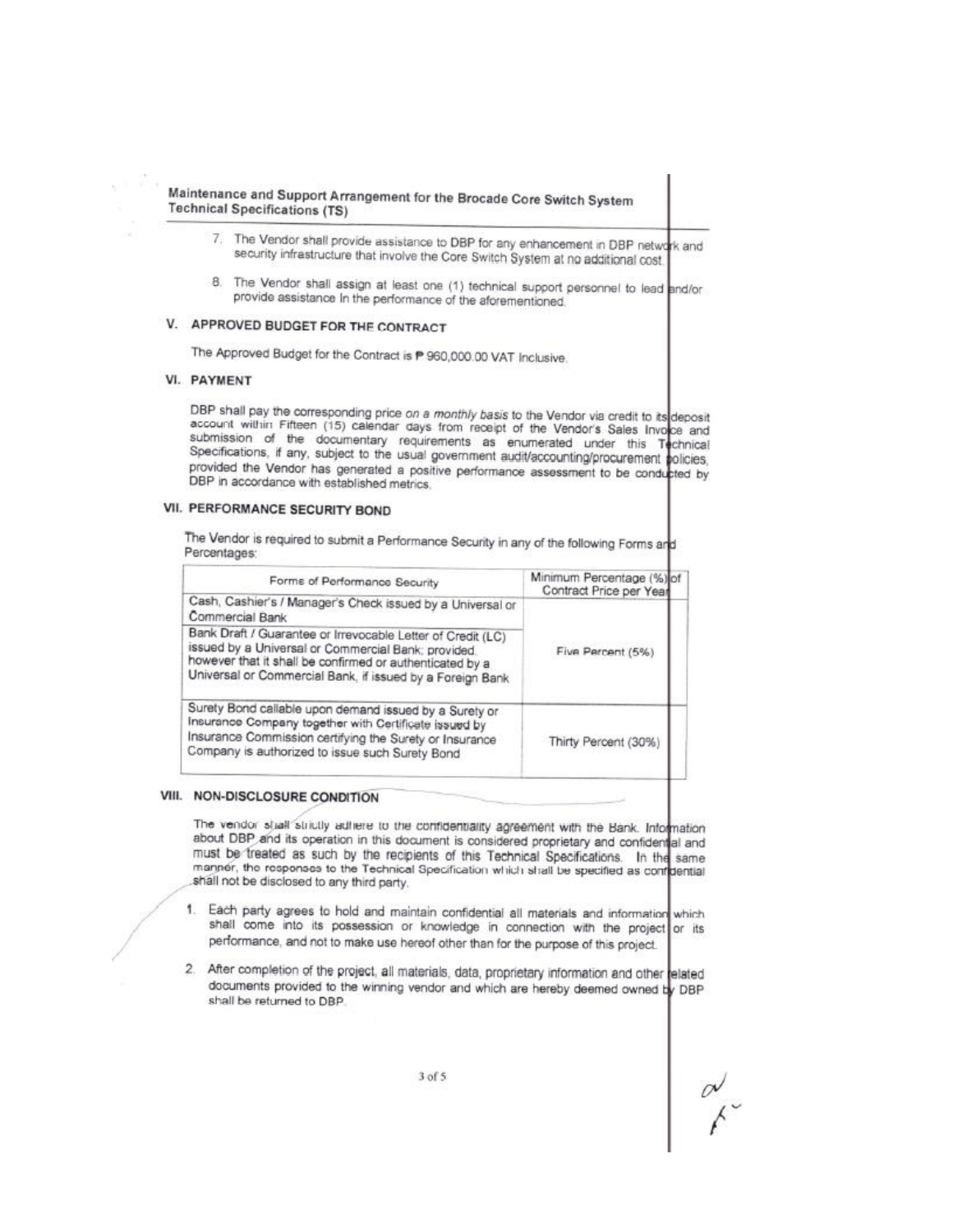Maintenance and Support Arrangement for the Brocade Core Switch System
Technical Specifications (TS)

7. The Vendor shall provide assistance to DBP for any enhancement in DBP network and security infrastructure that involve the Core Switch System at no additional cost.

8. The Vendor shall assign at least one (1) technical support personnel to lead and/or provide assistance in the performance of the aforementioned.

## V. APPROVED BUDGET FOR THE CONTRACT

The Approved Budget for the Contract is ₱ 960,000.00 VAT Inclusive.

## VI. PAYMENT

DBP shall pay the corresponding price *on a monthly basis* to the Vendor via credit to its deposit account within Fifteen (15) calendar days from receipt of the Vendor's Sales Invoice and submission of the documentary requirements as enumerated under this Technical Specifications, if any, subject to the usual government audit/accounting/procurement policies, provided the Vendor has generated a positive performance assessment to be conducted by DBP in accordance with established metrics.

## VII. PERFORMANCE SECURITY BOND

The Vendor is required to submit a Performance Security in any of the following Forms and Percentages:

| Forms of Performance Security | Minimum Percentage (%) of Contract Price per Year |
|---|---|
| Cash, Cashier's / Manager's Check issued by a Universal or Commercial Bank | Five Percent (5%) |
| Bank Draft / Guarantee or Irrevocable Letter of Credit (LC) issued by a Universal or Commercial Bank; provided, however that it shall be confirmed or authenticated by a Universal or Commercial Bank, if issued by a Foreign Bank | |
| Surety Bond callable upon demand issued by a Surety or Insurance Company together with Certificate issued by Insurance Commission certifying the Surety or Insurance Company is authorized to issue such Surety Bond | Thirty Percent (30%) |

## VIII. NON-DISCLOSURE CONDITION

The vendor shall strictly adhere to the confidentiality agreement with the Bank. Information about DBP and its operation in this document is considered proprietary and confidential and must be treated as such by the recipients of this Technical Specifications. In the same manner, the responses to the Technical Specification which shall be specified as confidential shall not be disclosed to any third party.

1. Each party agrees to hold and maintain confidential all materials and information which shall come into its possession or knowledge in connection with the project or its performance, and not to make use hereof other than for the purpose of this project.

2. After completion of the project, all materials, data, proprietary information and other related documents provided to the winning vendor and which are hereby deemed owned by DBP shall be returned to DBP.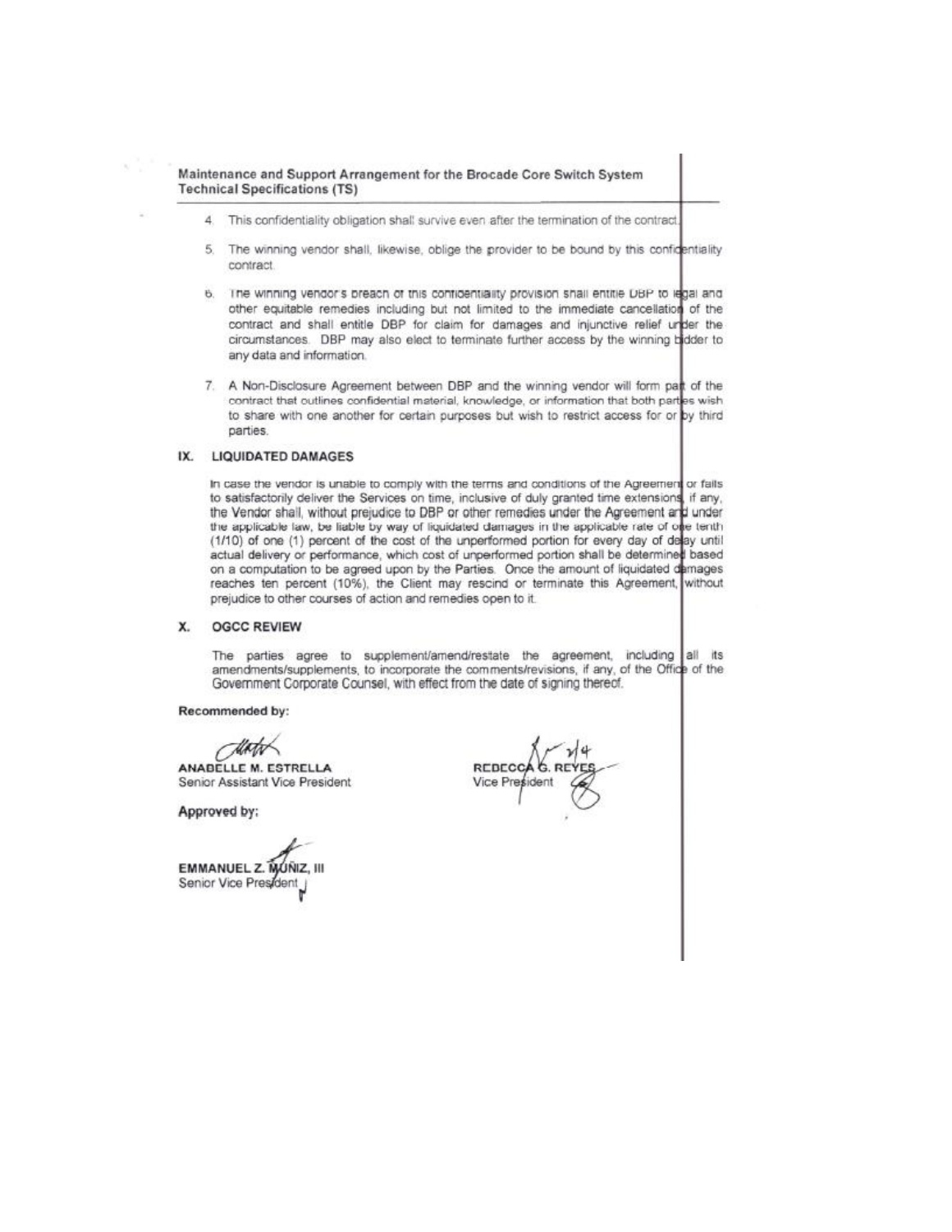Maintenance and Support Arrangement for the Brocade Core Switch System
Technical Specifications (TS)

4. This confidentiality obligation shall survive even after the termination of the contract.

5. The winning vendor shall, likewise, oblige the provider to be bound by this confidentiality contract.

6. The winning vendor's breach of this confidentiality provision shall entitle DBP to legal and other equitable remedies including but not limited to the immediate cancellation of the contract and shall entitle DBP for claim for damages and injunctive relief under the circumstances. DBP may also elect to terminate further access by the winning bidder to any data and information.

7. A Non-Disclosure Agreement between DBP and the winning vendor will form part of the contract that outlines confidential material, knowledge, or information that both parties wish to share with one another for certain purposes but wish to restrict access for or by third parties.

## IX. LIQUIDATED DAMAGES

In case the vendor is unable to comply with the terms and conditions of the Agreement or fails to satisfactorily deliver the Services on time, inclusive of duly granted time extensions, if any, the Vendor shall, without prejudice to DBP or other remedies under the Agreement and under the applicable law, be liable by way of liquidated damages in the applicable rate of one tenth (1/10) of one (1) percent of the cost of the unperformed portion for every day of delay until actual delivery or performance, which cost of unperformed portion shall be determined based on a computation to be agreed upon by the Parties. Once the amount of liquidated damages reaches ten percent (10%), the Client may rescind or terminate this Agreement, without prejudice to other courses of action and remedies open to it.

## X. OGCC REVIEW

The parties agree to supplement/amend/restate the agreement, including all its amendments/supplements, to incorporate the comments/revisions, if any, of the Office of the Government Corporate Counsel, with effect from the date of signing thereof.

**Recommended by:**

**ANABELLE M. ESTRELLA**
Senior Assistant Vice President

**REBECCA G. REYES**
Vice President

**Approved by:**

**EMMANUEL Z. MUÑIZ, III**
Senior Vice President